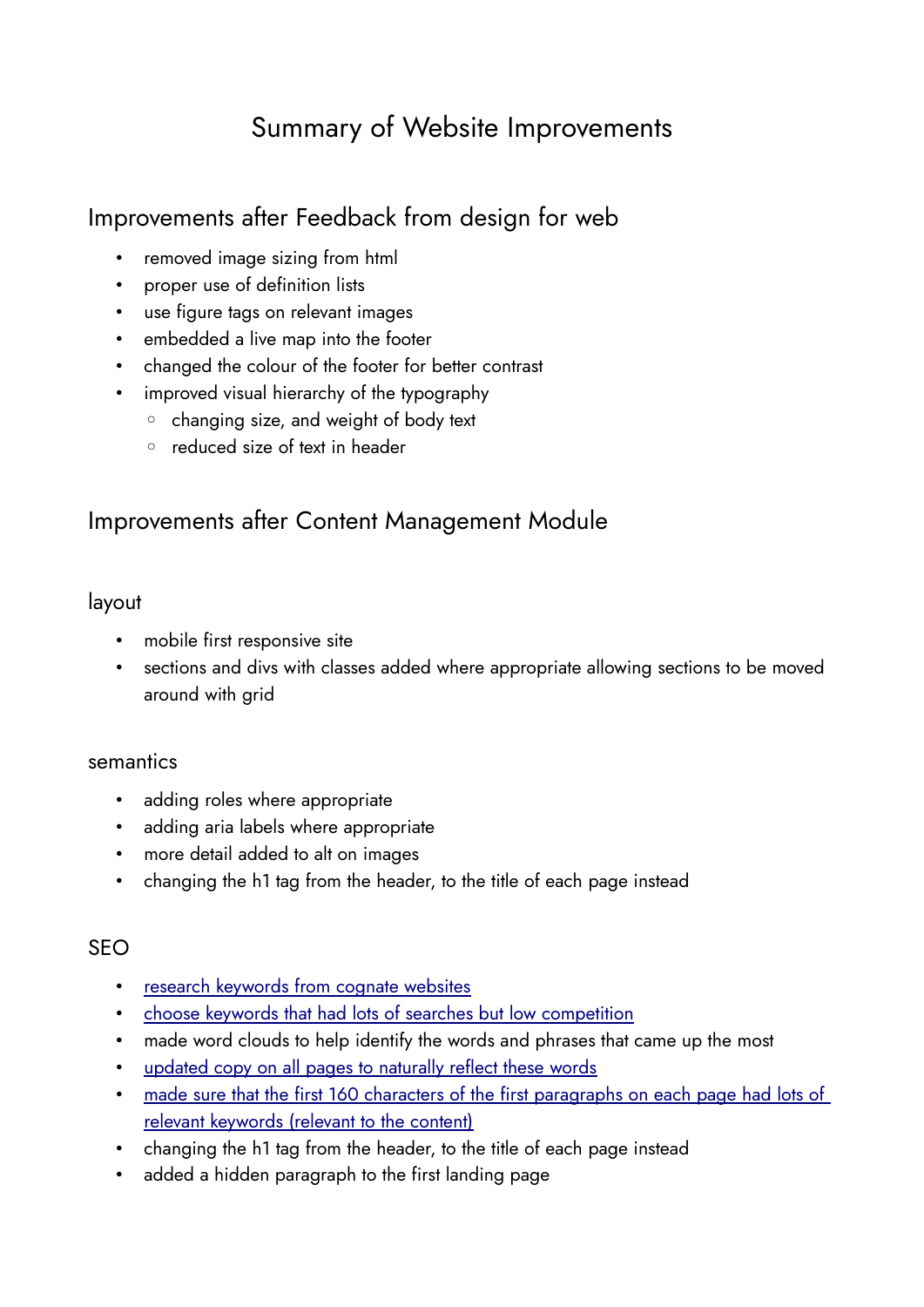# Summary of Website Improvements

## Improvements after Feedback from design for web

- removed image sizing from html
- proper use of definition lists
- use figure tags on relevant images
- embedded a live map into the footer
- changed the colour of the footer for better contrast
- improved visual hierarchy of the typography
  - changing size, and weight of body text
  - reduced size of text in header

## Improvements after Content Management Module

### layout

- mobile first responsive site
- sections and divs with classes added where appropriate allowing sections to be moved around with grid

### semantics

- adding roles where appropriate
- adding aria labels where appropriate
- more detail added to alt on images
- changing the h1 tag from the header, to the title of each page instead

### SEO

- research keywords from cognate websites
- choose keywords that had lots of searches but low competition
- made word clouds to help identify the words and phrases that came up the most
- updated copy on all pages to naturally reflect these words
- made sure that the first 160 characters of the first paragraphs on each page had lots of relevant keywords (relevant to the content)
- changing the h1 tag from the header, to the title of each page instead
- added a hidden paragraph to the first landing page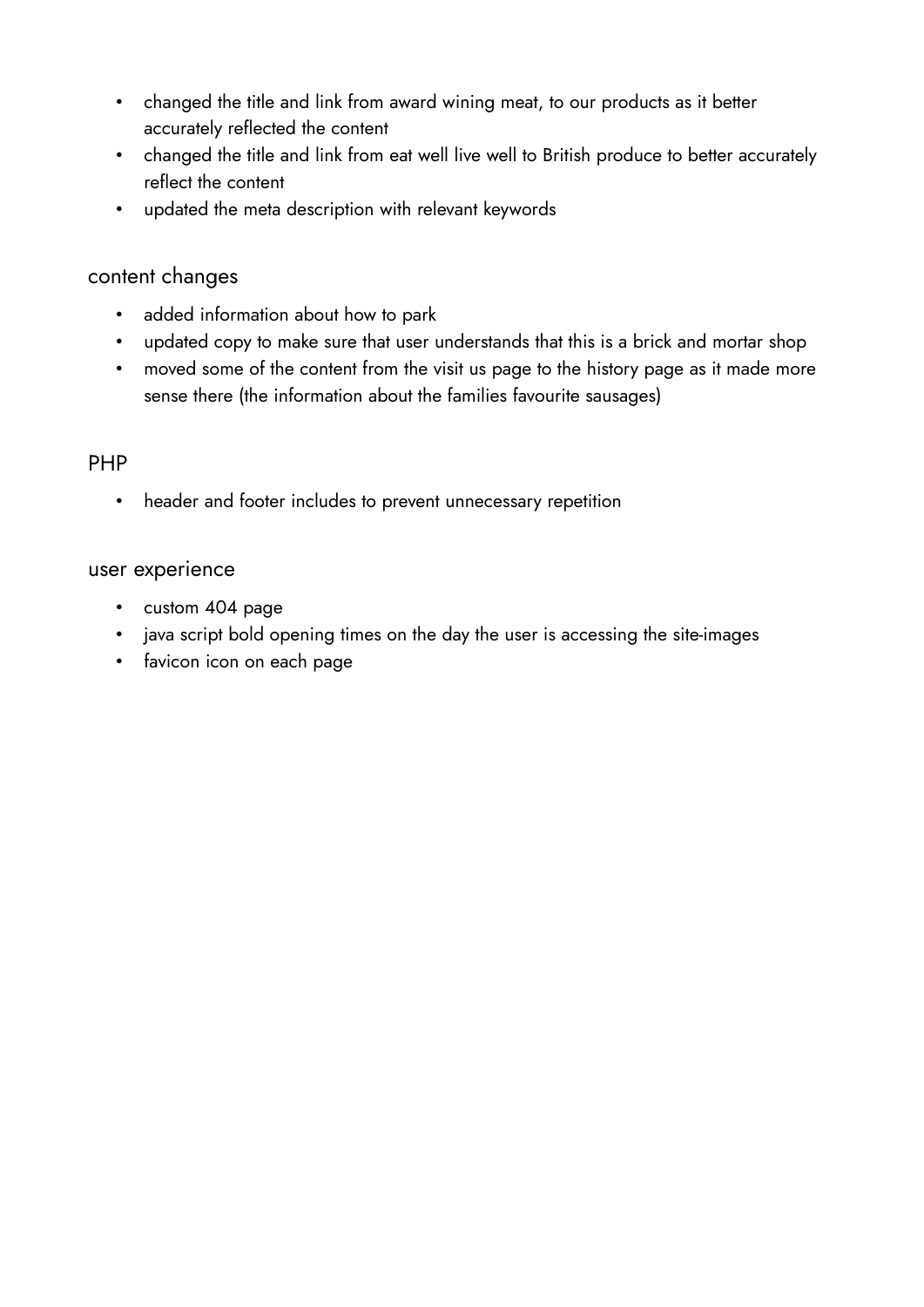- changed the title and link from award wining meat, to our products as it better accurately reflected the content
- changed the title and link from eat well live well to British produce to better accurately reflect the content
- updated the meta description with relevant keywords

## content changes

- added information about how to park
- updated copy to make sure that user understands that this is a brick and mortar shop
- moved some of the content from the visit us page to the history page as it made more sense there (the information about the families favourite sausages)

## PHP

- header and footer includes to prevent unnecessary repetition

## user experience

- custom 404 page
- java script bold opening times on the day the user is accessing the site-images
- favicon icon on each page